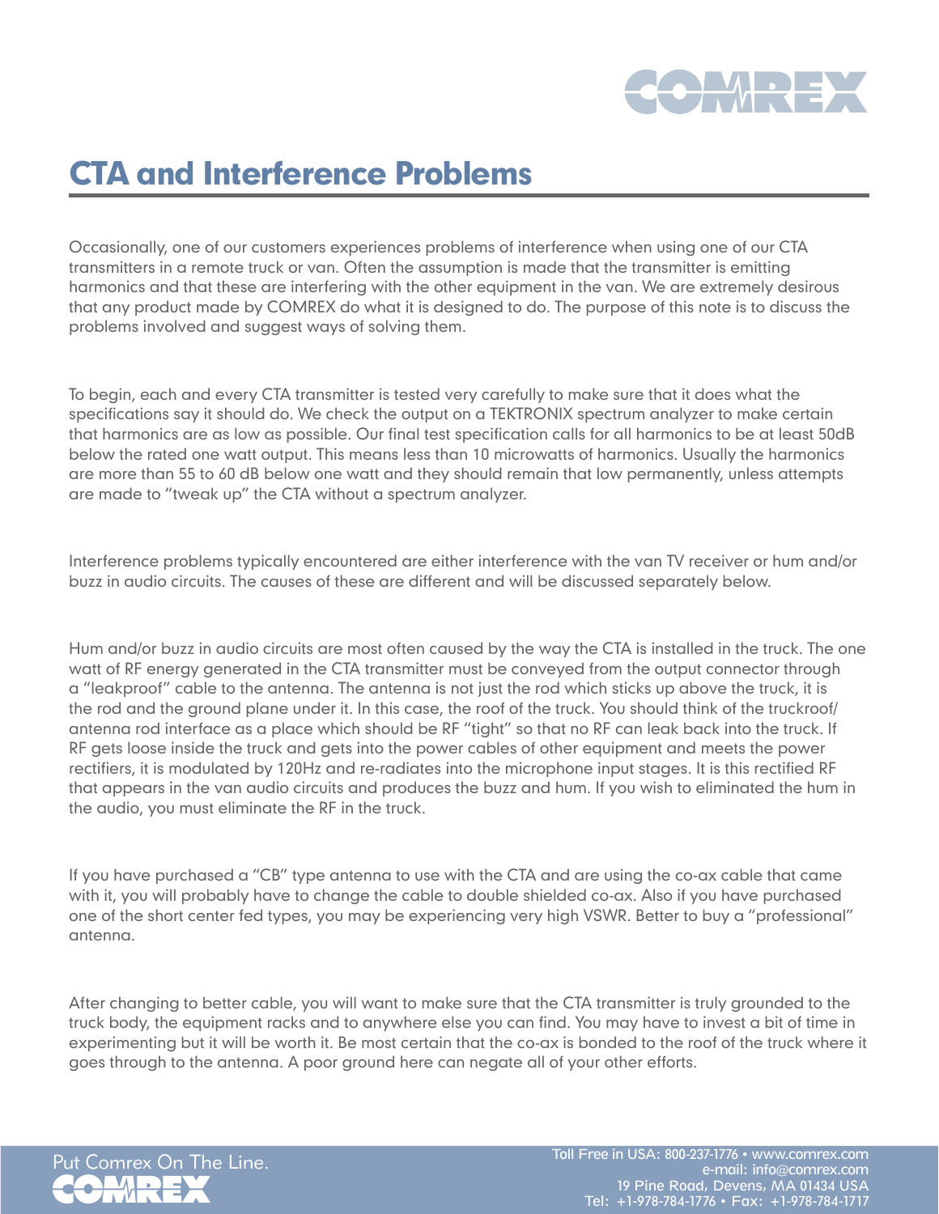# CTA and Interference Problems

Occasionally, one of our customers experiences problems of interference when using one of our CTA transmitters in a remote truck or van. Often the assumption is made that the transmitter is emitting harmonics and that these are interfering with the other equipment in the van. We are extremely desirous that any product made by COMREX do what it is designed to do. The purpose of this note is to discuss the problems involved and suggest ways of solving them.

To begin, each and every CTA transmitter is tested very carefully to make sure that it does what the specifications say it should do. We check the output on a TEKTRONIX spectrum analyzer to make certain that harmonics are as low as possible. Our final test specification calls for all harmonics to be at least 50dB below the rated one watt output. This means less than 10 microwatts of harmonics. Usually the harmonics are more than 55 to 60 dB below one watt and they should remain that low permanently, unless attempts are made to "tweak up" the CTA without a spectrum analyzer.

Interference problems typically encountered are either interference with the van TV receiver or hum and/or buzz in audio circuits. The causes of these are different and will be discussed separately below.

Hum and/or buzz in audio circuits are most often caused by the way the CTA is installed in the truck. The one watt of RF energy generated in the CTA transmitter must be conveyed from the output connector through a "leakproof" cable to the antenna. The antenna is not just the rod which sticks up above the truck, it is the rod and the ground plane under it. In this case, the roof of the truck. You should think of the truckroof/antenna rod interface as a place which should be RF "tight" so that no RF can leak back into the truck. If RF gets loose inside the truck and gets into the power cables of other equipment and meets the power rectifiers, it is modulated by 120Hz and re-radiates into the microphone input stages. It is this rectified RF that appears in the van audio circuits and produces the buzz and hum. If you wish to eliminated the hum in the audio, you must eliminate the RF in the truck.

If you have purchased a "CB" type antenna to use with the CTA and are using the co-ax cable that came with it, you will probably have to change the cable to double shielded co-ax. Also if you have purchased one of the short center fed types, you may be experiencing very high VSWR. Better to buy a "professional" antenna.

After changing to better cable, you will want to make sure that the CTA transmitter is truly grounded to the truck body, the equipment racks and to anywhere else you can find. You may have to invest a bit of time in experimenting but it will be worth it. Be most certain that the co-ax is bonded to the roof of the truck where it goes through to the antenna. A poor ground here can negate all of your other efforts.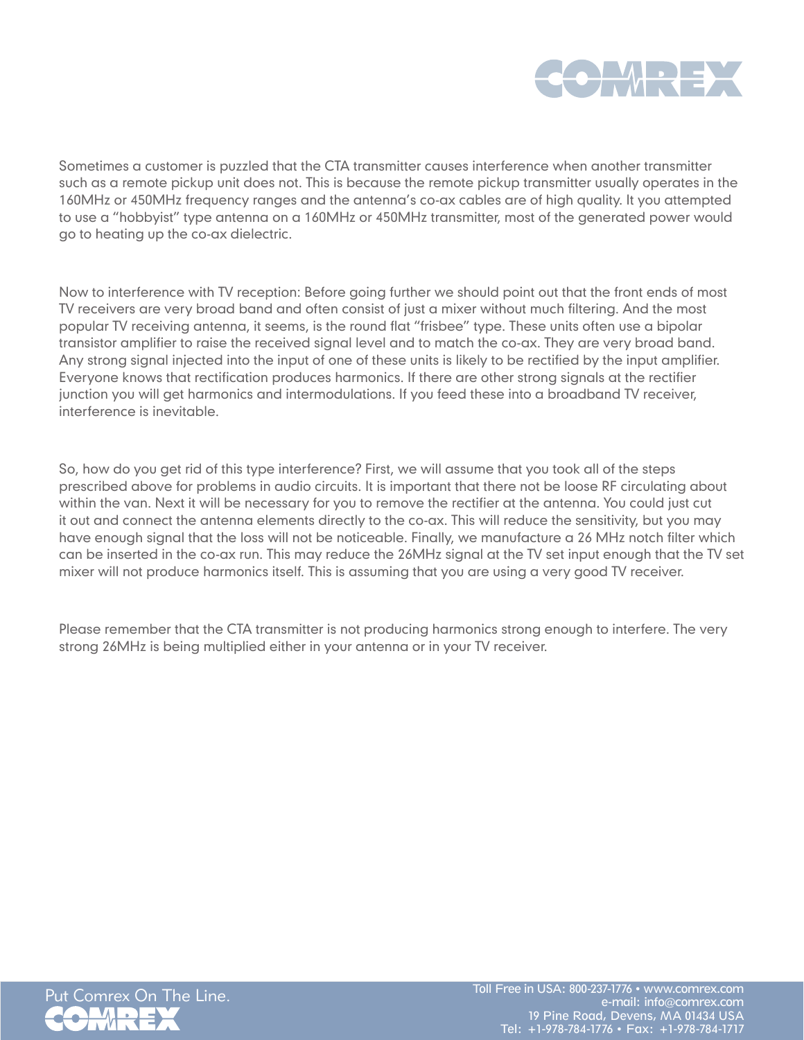Sometimes a customer is puzzled that the CTA transmitter causes interference when another transmitter such as a remote pickup unit does not. This is because the remote pickup transmitter usually operates in the 160MHz or 450MHz frequency ranges and the antenna's co-ax cables are of high quality. It you attempted to use a "hobbyist" type antenna on a 160MHz or 450MHz transmitter, most of the generated power would go to heating up the co-ax dielectric.

Now to interference with TV reception: Before going further we should point out that the front ends of most TV receivers are very broad band and often consist of just a mixer without much filtering. And the most popular TV receiving antenna, it seems, is the round flat "frisbee" type. These units often use a bipolar transistor amplifier to raise the received signal level and to match the co-ax. They are very broad band. Any strong signal injected into the input of one of these units is likely to be rectified by the input amplifier. Everyone knows that rectification produces harmonics. If there are other strong signals at the rectifier junction you will get harmonics and intermodulations. If you feed these into a broadband TV receiver, interference is inevitable.

So, how do you get rid of this type interference? First, we will assume that you took all of the steps prescribed above for problems in audio circuits. It is important that there not be loose RF circulating about within the van. Next it will be necessary for you to remove the rectifier at the antenna. You could just cut it out and connect the antenna elements directly to the co-ax. This will reduce the sensitivity, but you may have enough signal that the loss will not be noticeable. Finally, we manufacture a 26 MHz notch filter which can be inserted in the co-ax run. This may reduce the 26MHz signal at the TV set input enough that the TV set mixer will not produce harmonics itself. This is assuming that you are using a very good TV receiver.

Please remember that the CTA transmitter is not producing harmonics strong enough to interfere. The very strong 26MHz is being multiplied either in your antenna or in your TV receiver.